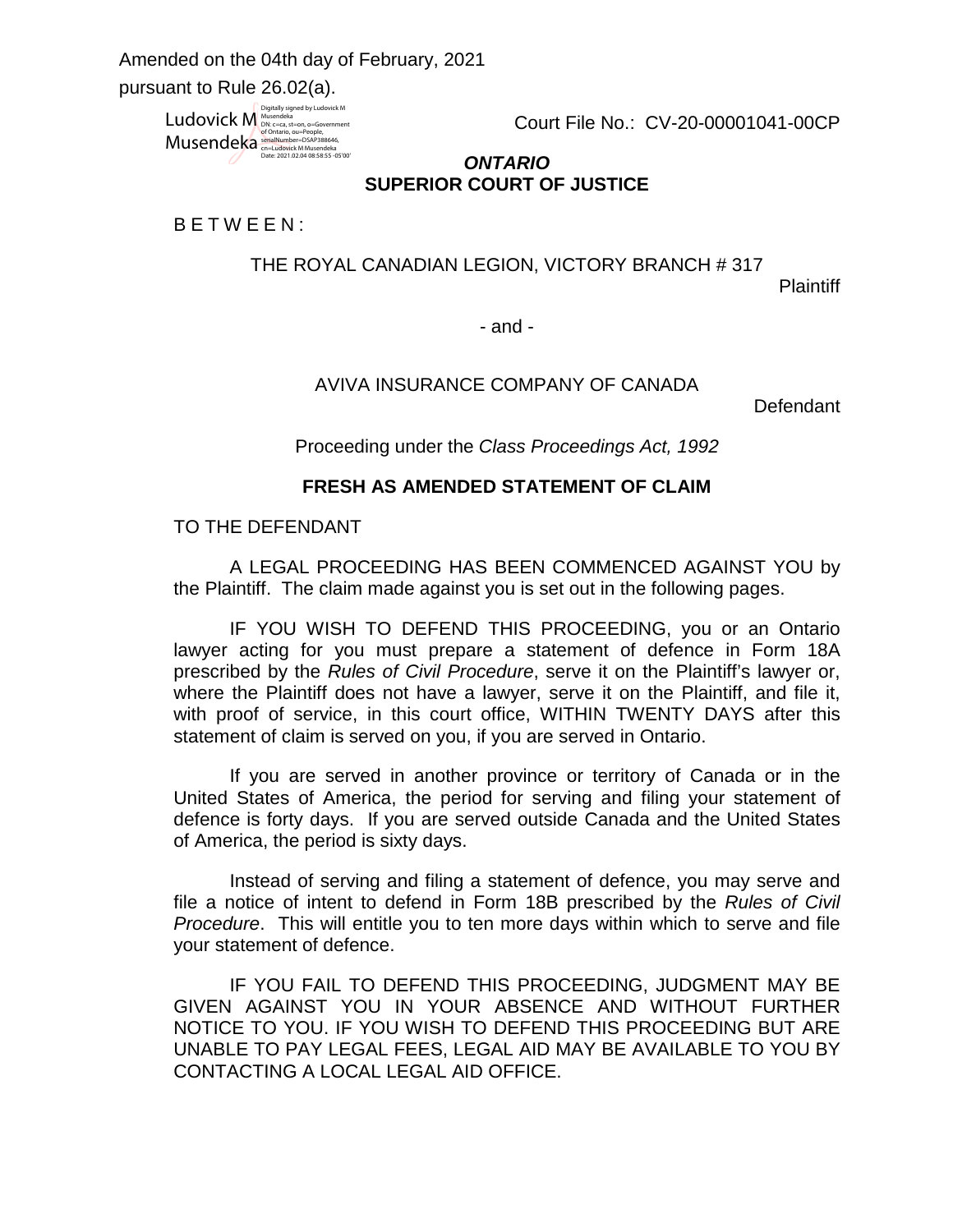Amended on the 04th day of February, 2021
pursuant to Rule 26.02(a).

Ludovick M Musendeka
Digitally signed by Ludovick M Musendeka
DN: c=ca, st=on, o=Government of Ontario, ou=People, serialNumber=DSAP388646, cn=Ludovick M Musendeka
Date: 2021.02.04 08:58:55 -05'00'

Court File No.: CV-20-00001041-00CP

***ONTARIO***
**SUPERIOR COURT OF JUSTICE**

B E T W E E N :

THE ROYAL CANADIAN LEGION, VICTORY BRANCH # 317

Plaintiff

- and -

AVIVA INSURANCE COMPANY OF CANADA

Defendant

Proceeding under the *Class Proceedings Act, 1992*

**FRESH AS AMENDED STATEMENT OF CLAIM**

TO THE DEFENDANT

A LEGAL PROCEEDING HAS BEEN COMMENCED AGAINST YOU by the Plaintiff. The claim made against you is set out in the following pages.

IF YOU WISH TO DEFEND THIS PROCEEDING, you or an Ontario lawyer acting for you must prepare a statement of defence in Form 18A prescribed by the *Rules of Civil Procedure*, serve it on the Plaintiff's lawyer or, where the Plaintiff does not have a lawyer, serve it on the Plaintiff, and file it, with proof of service, in this court office, WITHIN TWENTY DAYS after this statement of claim is served on you, if you are served in Ontario.

If you are served in another province or territory of Canada or in the United States of America, the period for serving and filing your statement of defence is forty days. If you are served outside Canada and the United States of America, the period is sixty days.

Instead of serving and filing a statement of defence, you may serve and file a notice of intent to defend in Form 18B prescribed by the *Rules of Civil Procedure*. This will entitle you to ten more days within which to serve and file your statement of defence.

IF YOU FAIL TO DEFEND THIS PROCEEDING, JUDGMENT MAY BE GIVEN AGAINST YOU IN YOUR ABSENCE AND WITHOUT FURTHER NOTICE TO YOU. IF YOU WISH TO DEFEND THIS PROCEEDING BUT ARE UNABLE TO PAY LEGAL FEES, LEGAL AID MAY BE AVAILABLE TO YOU BY CONTACTING A LOCAL LEGAL AID OFFICE.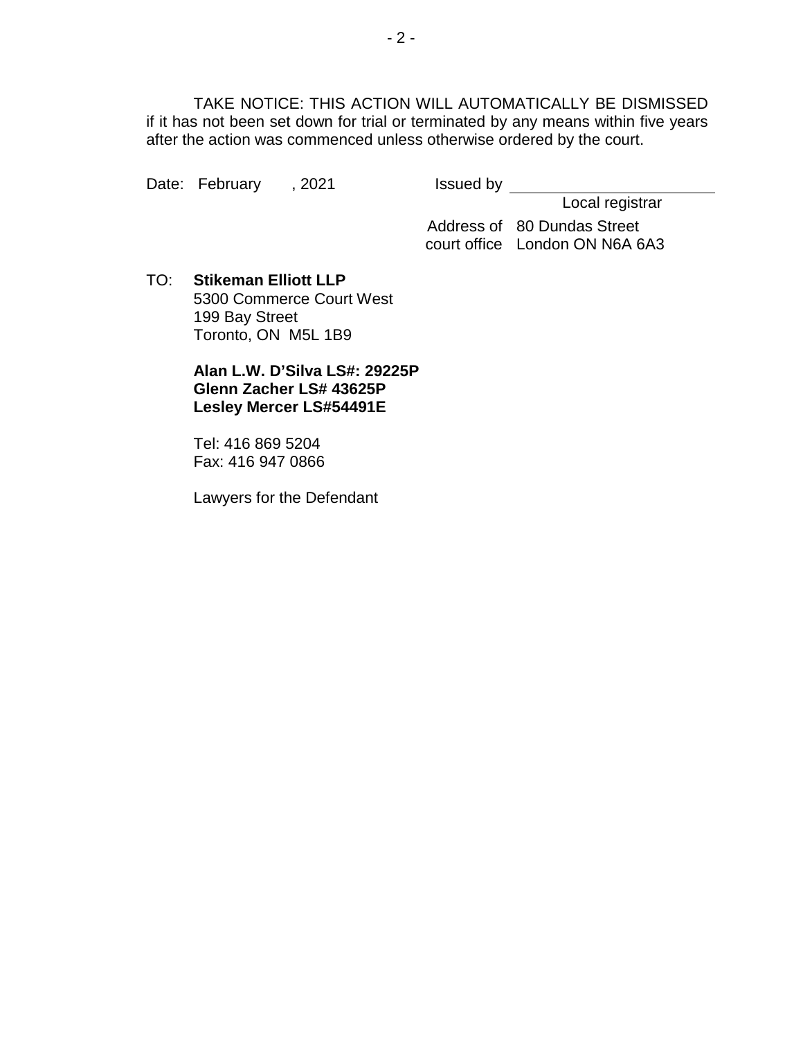TAKE NOTICE: THIS ACTION WILL AUTOMATICALLY BE DISMISSED if it has not been set down for trial or terminated by any means within five years after the action was commenced unless otherwise ordered by the court.

Date: February , 2021 &nbsp;&nbsp;&nbsp;&nbsp; Issued by ______________________

Local registrar

Address of court office: 80 Dundas Street, London ON N6A 6A3

TO: **Stikeman Elliott LLP**
5300 Commerce Court West
199 Bay Street
Toronto, ON M5L 1B9

**Alan L.W. D'Silva LS#: 29225P**
**Glenn Zacher LS# 43625P**
**Lesley Mercer LS#54491E**

Tel: 416 869 5204
Fax: 416 947 0866

Lawyers for the Defendant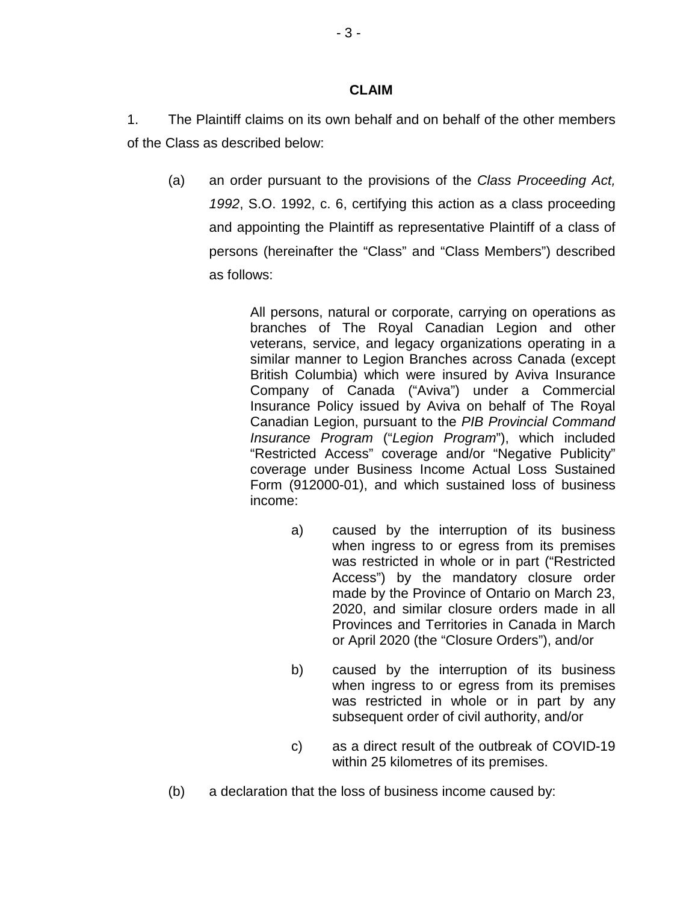**CLAIM**

1. The Plaintiff claims on its own behalf and on behalf of the other members of the Class as described below:

(a) an order pursuant to the provisions of the *Class Proceeding Act, 1992*, S.O. 1992, c. 6, certifying this action as a class proceeding and appointing the Plaintiff as representative Plaintiff of a class of persons (hereinafter the "Class" and "Class Members") described as follows:

> All persons, natural or corporate, carrying on operations as branches of The Royal Canadian Legion and other veterans, service, and legacy organizations operating in a similar manner to Legion Branches across Canada (except British Columbia) which were insured by Aviva Insurance Company of Canada ("Aviva") under a Commercial Insurance Policy issued by Aviva on behalf of The Royal Canadian Legion, pursuant to the *PIB Provincial Command Insurance Program* ("*Legion Program*"), which included "Restricted Access" coverage and/or "Negative Publicity" coverage under Business Income Actual Loss Sustained Form (912000-01), and which sustained loss of business income:
>
> a) caused by the interruption of its business when ingress to or egress from its premises was restricted in whole or in part ("Restricted Access") by the mandatory closure order made by the Province of Ontario on March 23, 2020, and similar closure orders made in all Provinces and Territories in Canada in March or April 2020 (the "Closure Orders"), and/or
>
> b) caused by the interruption of its business when ingress to or egress from its premises was restricted in whole or in part by any subsequent order of civil authority, and/or
>
> c) as a direct result of the outbreak of COVID-19 within 25 kilometres of its premises.

(b) a declaration that the loss of business income caused by: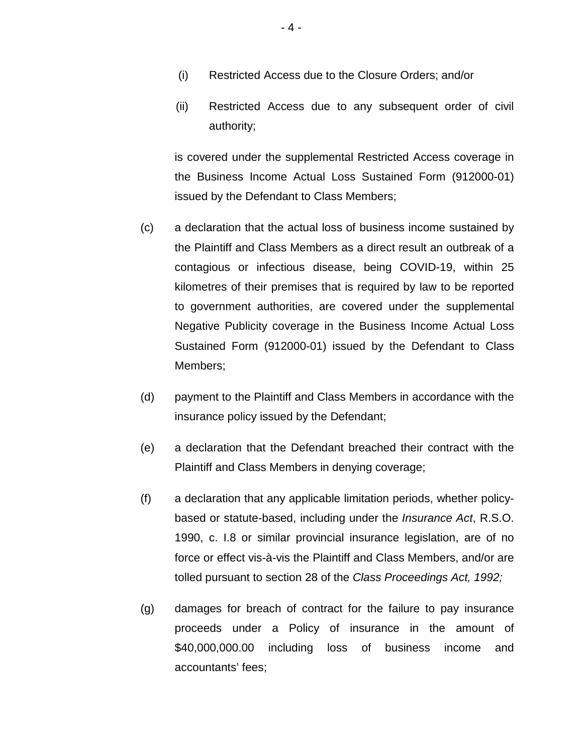(i) Restricted Access due to the Closure Orders; and/or

(ii) Restricted Access due to any subsequent order of civil authority;

is covered under the supplemental Restricted Access coverage in the Business Income Actual Loss Sustained Form (912000-01) issued by the Defendant to Class Members;

(c) a declaration that the actual loss of business income sustained by the Plaintiff and Class Members as a direct result an outbreak of a contagious or infectious disease, being COVID-19, within 25 kilometres of their premises that is required by law to be reported to government authorities, are covered under the supplemental Negative Publicity coverage in the Business Income Actual Loss Sustained Form (912000-01) issued by the Defendant to Class Members;

(d) payment to the Plaintiff and Class Members in accordance with the insurance policy issued by the Defendant;

(e) a declaration that the Defendant breached their contract with the Plaintiff and Class Members in denying coverage;

(f) a declaration that any applicable limitation periods, whether policy-based or statute-based, including under the *Insurance Act*, R.S.O. 1990, c. I.8 or similar provincial insurance legislation, are of no force or effect vis-à-vis the Plaintiff and Class Members, and/or are tolled pursuant to section 28 of the *Class Proceedings Act, 1992;*

(g) damages for breach of contract for the failure to pay insurance proceeds under a Policy of insurance in the amount of $40,000,000.00 including loss of business income and accountants' fees;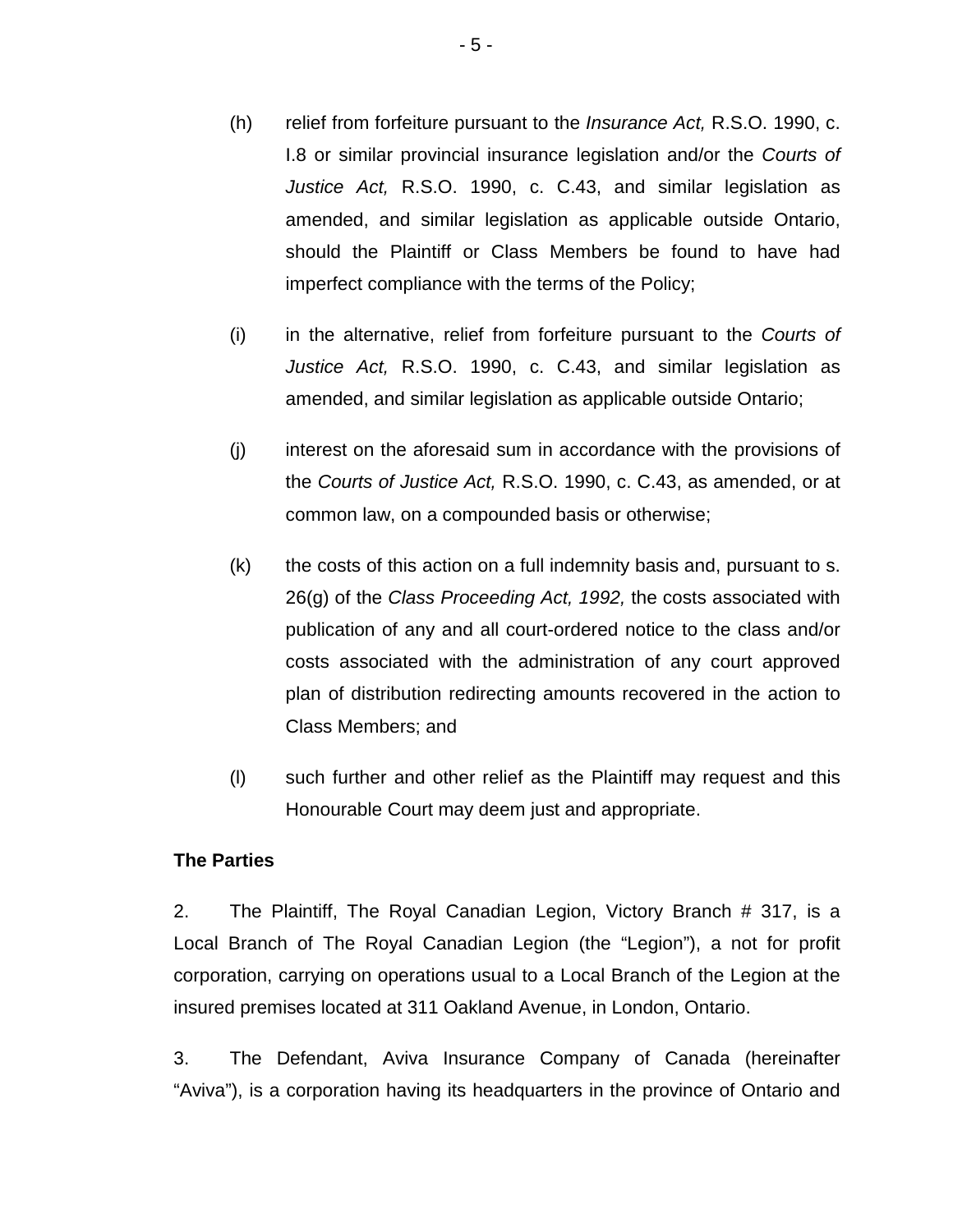(h) relief from forfeiture pursuant to the *Insurance Act,* R.S.O. 1990, c. I.8 or similar provincial insurance legislation and/or the *Courts of Justice Act,* R.S.O. 1990, c. C.43, and similar legislation as amended, and similar legislation as applicable outside Ontario, should the Plaintiff or Class Members be found to have had imperfect compliance with the terms of the Policy;

(i) in the alternative, relief from forfeiture pursuant to the *Courts of Justice Act,* R.S.O. 1990, c. C.43, and similar legislation as amended, and similar legislation as applicable outside Ontario;

(j) interest on the aforesaid sum in accordance with the provisions of the *Courts of Justice Act,* R.S.O. 1990, c. C.43, as amended, or at common law, on a compounded basis or otherwise;

(k) the costs of this action on a full indemnity basis and, pursuant to s. 26(g) of the *Class Proceeding Act, 1992,* the costs associated with publication of any and all court-ordered notice to the class and/or costs associated with the administration of any court approved plan of distribution redirecting amounts recovered in the action to Class Members; and

(l) such further and other relief as the Plaintiff may request and this Honourable Court may deem just and appropriate.

**The Parties**

2. The Plaintiff, The Royal Canadian Legion, Victory Branch # 317, is a Local Branch of The Royal Canadian Legion (the "Legion"), a not for profit corporation, carrying on operations usual to a Local Branch of the Legion at the insured premises located at 311 Oakland Avenue, in London, Ontario.

3. The Defendant, Aviva Insurance Company of Canada (hereinafter "Aviva"), is a corporation having its headquarters in the province of Ontario and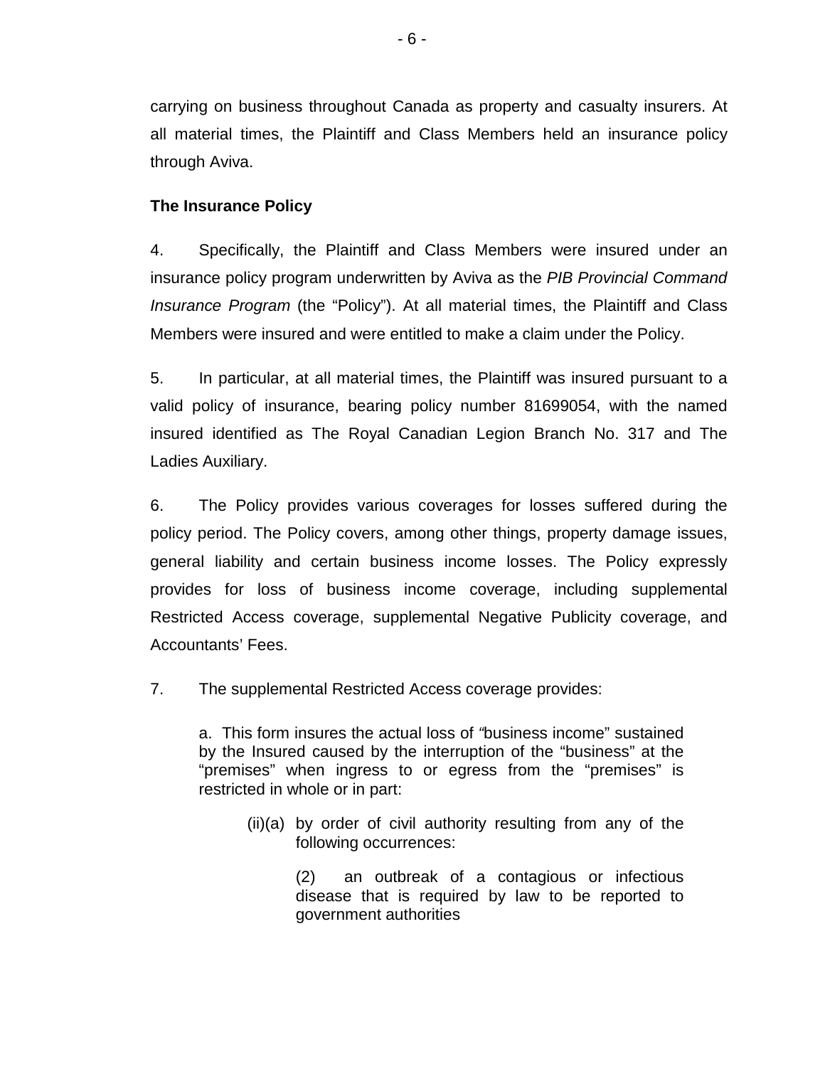carrying on business throughout Canada as property and casualty insurers. At all material times, the Plaintiff and Class Members held an insurance policy through Aviva.

**The Insurance Policy**

4. Specifically, the Plaintiff and Class Members were insured under an insurance policy program underwritten by Aviva as the *PIB Provincial Command Insurance Program* (the "Policy"). At all material times, the Plaintiff and Class Members were insured and were entitled to make a claim under the Policy.

5. In particular, at all material times, the Plaintiff was insured pursuant to a valid policy of insurance, bearing policy number 81699054, with the named insured identified as The Royal Canadian Legion Branch No. 317 and The Ladies Auxiliary.

6. The Policy provides various coverages for losses suffered during the policy period. The Policy covers, among other things, property damage issues, general liability and certain business income losses. The Policy expressly provides for loss of business income coverage, including supplemental Restricted Access coverage, supplemental Negative Publicity coverage, and Accountants' Fees.

7. The supplemental Restricted Access coverage provides:

> a. This form insures the actual loss of "business income" sustained by the Insured caused by the interruption of the "business" at the "premises" when ingress to or egress from the "premises" is restricted in whole or in part:
>
> (ii)(a) by order of civil authority resulting from any of the following occurrences:
>
> (2) an outbreak of a contagious or infectious disease that is required by law to be reported to government authorities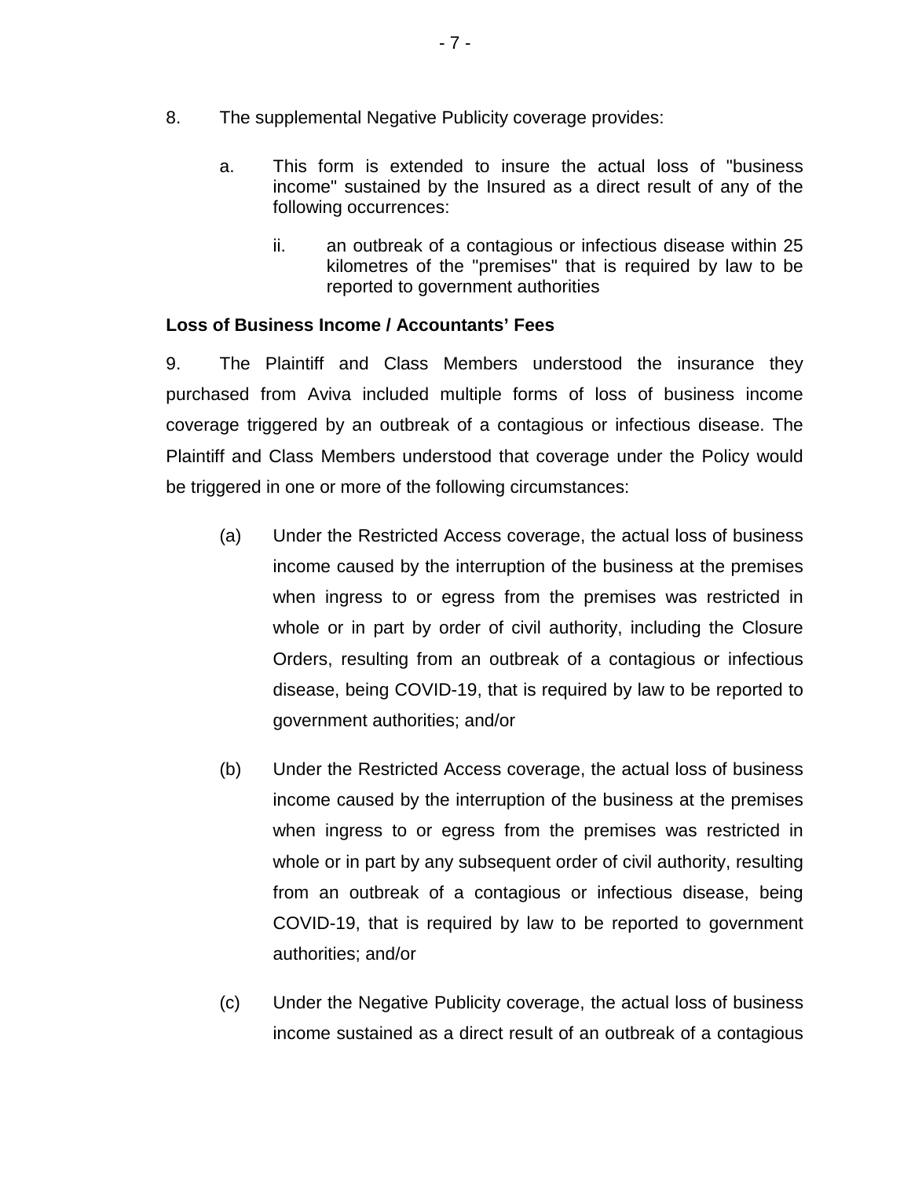8. The supplemental Negative Publicity coverage provides:

   a. This form is extended to insure the actual loss of "business income" sustained by the Insured as a direct result of any of the following occurrences:

      ii. an outbreak of a contagious or infectious disease within 25 kilometres of the "premises" that is required by law to be reported to government authorities

**Loss of Business Income / Accountants' Fees**

9. The Plaintiff and Class Members understood the insurance they purchased from Aviva included multiple forms of loss of business income coverage triggered by an outbreak of a contagious or infectious disease. The Plaintiff and Class Members understood that coverage under the Policy would be triggered in one or more of the following circumstances:

(a) Under the Restricted Access coverage, the actual loss of business income caused by the interruption of the business at the premises when ingress to or egress from the premises was restricted in whole or in part by order of civil authority, including the Closure Orders, resulting from an outbreak of a contagious or infectious disease, being COVID-19, that is required by law to be reported to government authorities; and/or

(b) Under the Restricted Access coverage, the actual loss of business income caused by the interruption of the business at the premises when ingress to or egress from the premises was restricted in whole or in part by any subsequent order of civil authority, resulting from an outbreak of a contagious or infectious disease, being COVID-19, that is required by law to be reported to government authorities; and/or

(c) Under the Negative Publicity coverage, the actual loss of business income sustained as a direct result of an outbreak of a contagious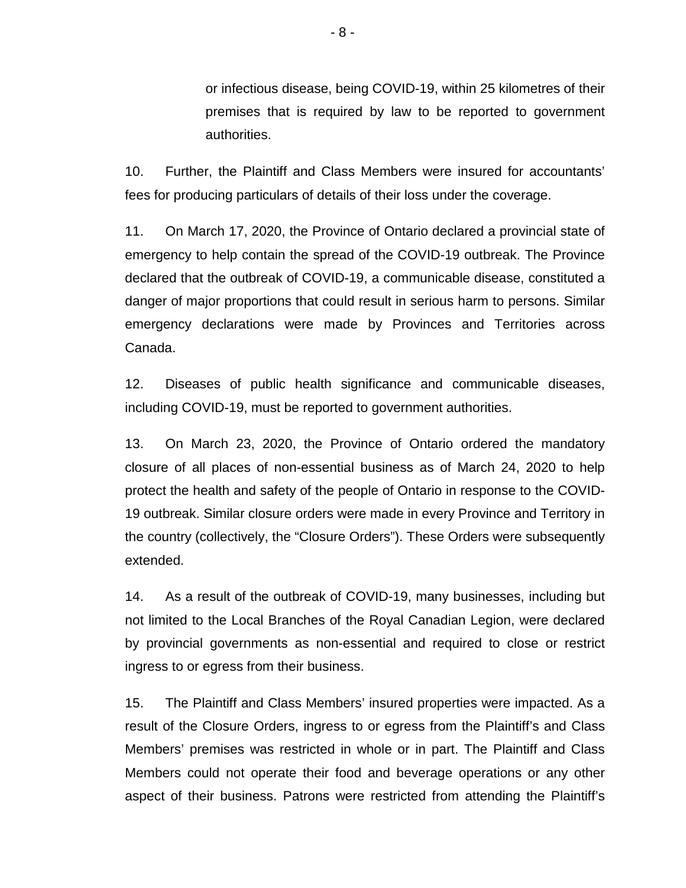or infectious disease, being COVID-19, within 25 kilometres of their premises that is required by law to be reported to government authorities.

10. Further, the Plaintiff and Class Members were insured for accountants' fees for producing particulars of details of their loss under the coverage.

11. On March 17, 2020, the Province of Ontario declared a provincial state of emergency to help contain the spread of the COVID-19 outbreak. The Province declared that the outbreak of COVID-19, a communicable disease, constituted a danger of major proportions that could result in serious harm to persons. Similar emergency declarations were made by Provinces and Territories across Canada.

12. Diseases of public health significance and communicable diseases, including COVID-19, must be reported to government authorities.

13. On March 23, 2020, the Province of Ontario ordered the mandatory closure of all places of non-essential business as of March 24, 2020 to help protect the health and safety of the people of Ontario in response to the COVID-19 outbreak. Similar closure orders were made in every Province and Territory in the country (collectively, the "Closure Orders"). These Orders were subsequently extended.

14. As a result of the outbreak of COVID-19, many businesses, including but not limited to the Local Branches of the Royal Canadian Legion, were declared by provincial governments as non-essential and required to close or restrict ingress to or egress from their business.

15. The Plaintiff and Class Members' insured properties were impacted. As a result of the Closure Orders, ingress to or egress from the Plaintiff's and Class Members' premises was restricted in whole or in part. The Plaintiff and Class Members could not operate their food and beverage operations or any other aspect of their business. Patrons were restricted from attending the Plaintiff's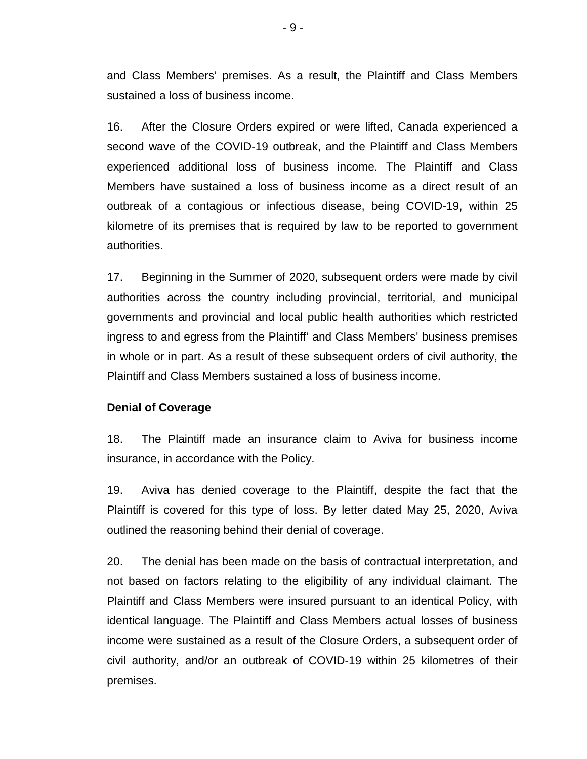and Class Members' premises. As a result, the Plaintiff and Class Members sustained a loss of business income.

16. After the Closure Orders expired or were lifted, Canada experienced a second wave of the COVID-19 outbreak, and the Plaintiff and Class Members experienced additional loss of business income. The Plaintiff and Class Members have sustained a loss of business income as a direct result of an outbreak of a contagious or infectious disease, being COVID-19, within 25 kilometre of its premises that is required by law to be reported to government authorities.

17. Beginning in the Summer of 2020, subsequent orders were made by civil authorities across the country including provincial, territorial, and municipal governments and provincial and local public health authorities which restricted ingress to and egress from the Plaintiff' and Class Members' business premises in whole or in part. As a result of these subsequent orders of civil authority, the Plaintiff and Class Members sustained a loss of business income.

**Denial of Coverage**

18. The Plaintiff made an insurance claim to Aviva for business income insurance, in accordance with the Policy.

19. Aviva has denied coverage to the Plaintiff, despite the fact that the Plaintiff is covered for this type of loss. By letter dated May 25, 2020, Aviva outlined the reasoning behind their denial of coverage.

20. The denial has been made on the basis of contractual interpretation, and not based on factors relating to the eligibility of any individual claimant. The Plaintiff and Class Members were insured pursuant to an identical Policy, with identical language. The Plaintiff and Class Members actual losses of business income were sustained as a result of the Closure Orders, a subsequent order of civil authority, and/or an outbreak of COVID-19 within 25 kilometres of their premises.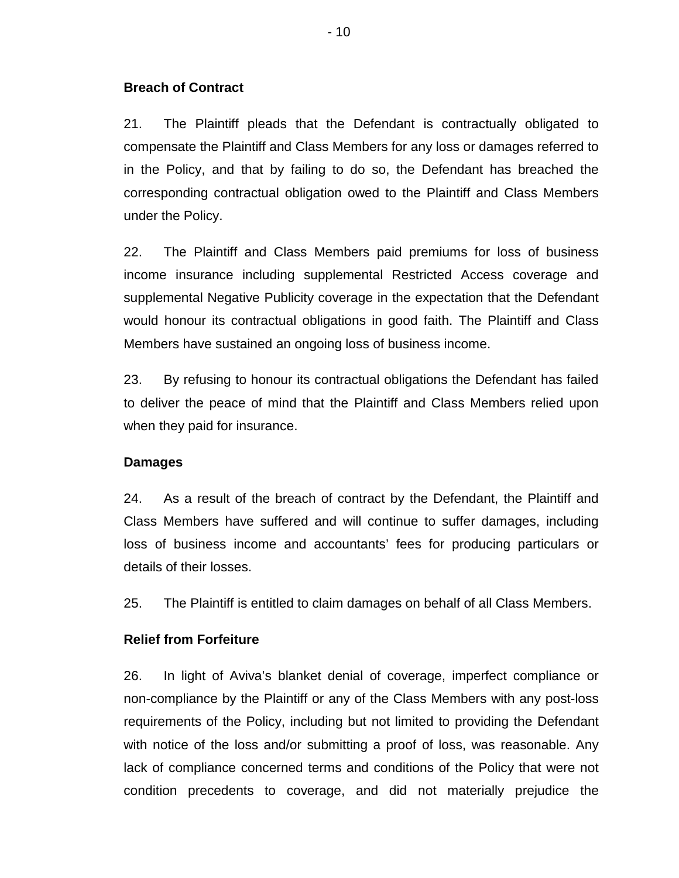**Breach of Contract**

21. The Plaintiff pleads that the Defendant is contractually obligated to compensate the Plaintiff and Class Members for any loss or damages referred to in the Policy, and that by failing to do so, the Defendant has breached the corresponding contractual obligation owed to the Plaintiff and Class Members under the Policy.

22. The Plaintiff and Class Members paid premiums for loss of business income insurance including supplemental Restricted Access coverage and supplemental Negative Publicity coverage in the expectation that the Defendant would honour its contractual obligations in good faith. The Plaintiff and Class Members have sustained an ongoing loss of business income.

23. By refusing to honour its contractual obligations the Defendant has failed to deliver the peace of mind that the Plaintiff and Class Members relied upon when they paid for insurance.

**Damages**

24. As a result of the breach of contract by the Defendant, the Plaintiff and Class Members have suffered and will continue to suffer damages, including loss of business income and accountants' fees for producing particulars or details of their losses.

25. The Plaintiff is entitled to claim damages on behalf of all Class Members.

**Relief from Forfeiture**

26. In light of Aviva's blanket denial of coverage, imperfect compliance or non-compliance by the Plaintiff or any of the Class Members with any post-loss requirements of the Policy, including but not limited to providing the Defendant with notice of the loss and/or submitting a proof of loss, was reasonable. Any lack of compliance concerned terms and conditions of the Policy that were not condition precedents to coverage, and did not materially prejudice the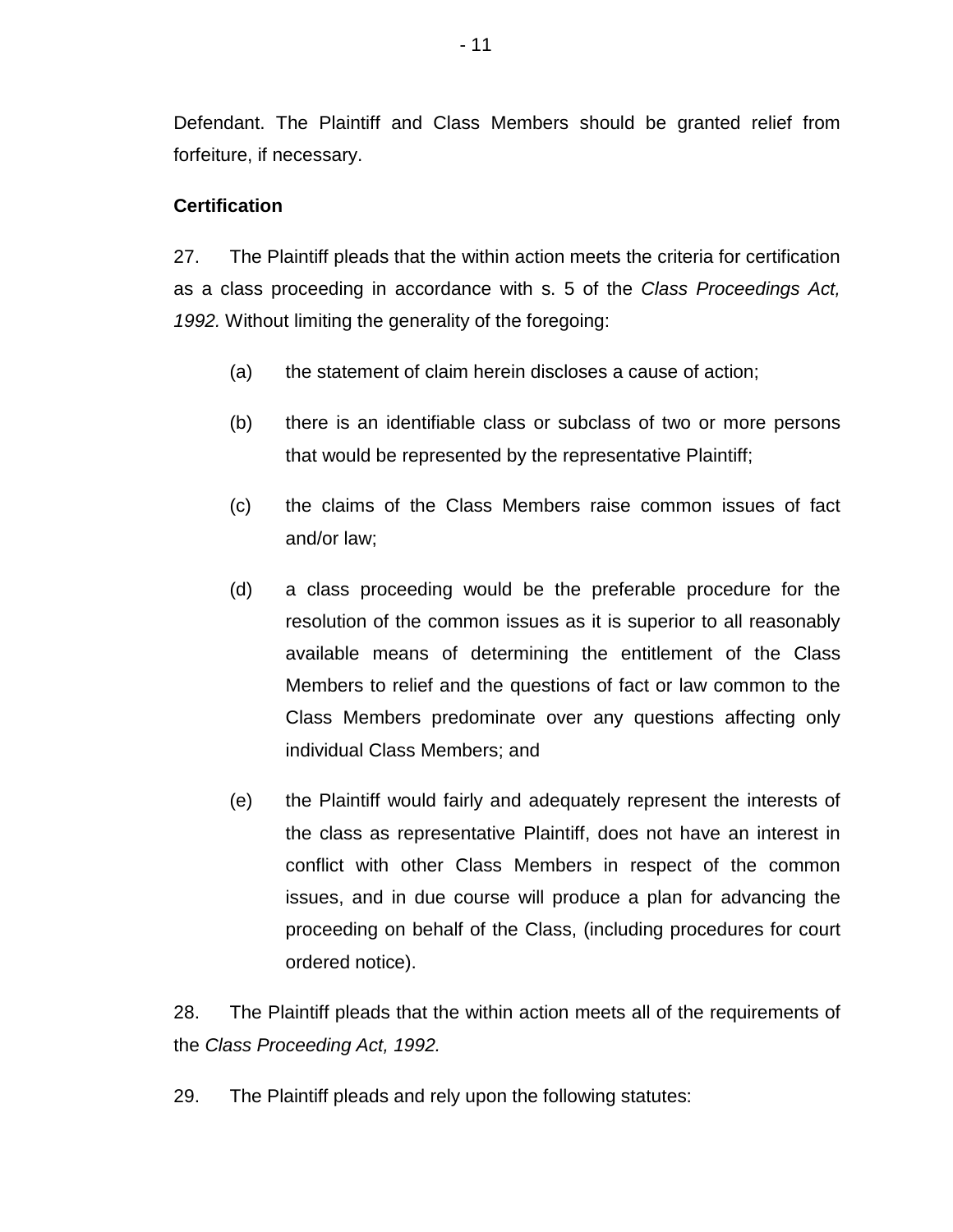Defendant. The Plaintiff and Class Members should be granted relief from forfeiture, if necessary.

**Certification**

27. The Plaintiff pleads that the within action meets the criteria for certification as a class proceeding in accordance with s. 5 of the *Class Proceedings Act, 1992.* Without limiting the generality of the foregoing:

(a) the statement of claim herein discloses a cause of action;

(b) there is an identifiable class or subclass of two or more persons that would be represented by the representative Plaintiff;

(c) the claims of the Class Members raise common issues of fact and/or law;

(d) a class proceeding would be the preferable procedure for the resolution of the common issues as it is superior to all reasonably available means of determining the entitlement of the Class Members to relief and the questions of fact or law common to the Class Members predominate over any questions affecting only individual Class Members; and

(e) the Plaintiff would fairly and adequately represent the interests of the class as representative Plaintiff, does not have an interest in conflict with other Class Members in respect of the common issues, and in due course will produce a plan for advancing the proceeding on behalf of the Class, (including procedures for court ordered notice).

28. The Plaintiff pleads that the within action meets all of the requirements of the *Class Proceeding Act, 1992.*

29. The Plaintiff pleads and rely upon the following statutes: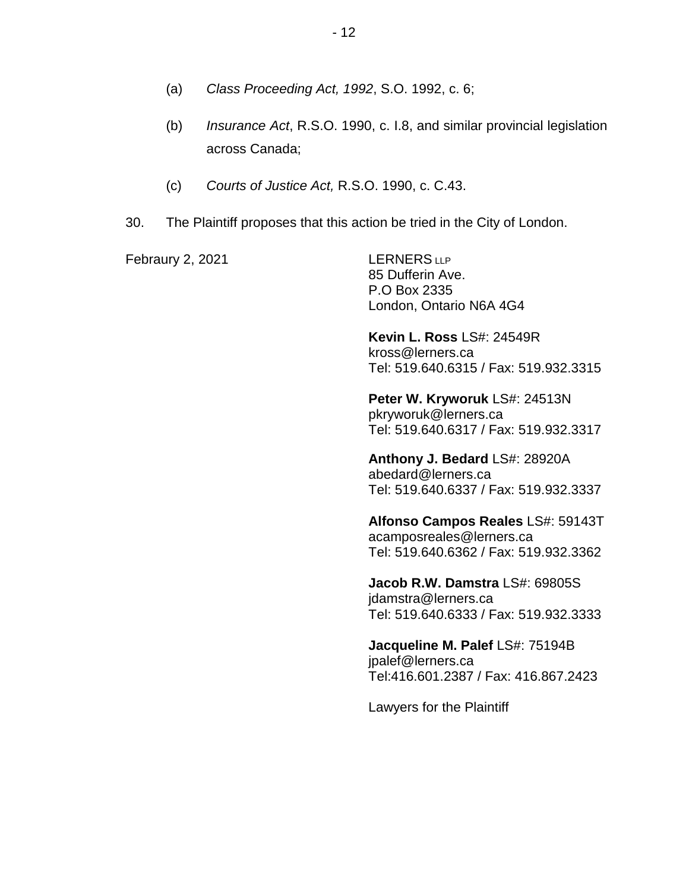(a) *Class Proceeding Act, 1992*, S.O. 1992, c. 6;

(b) *Insurance Act*, R.S.O. 1990, c. I.8, and similar provincial legislation across Canada;

(c) *Courts of Justice Act,* R.S.O. 1990, c. C.43.

30. The Plaintiff proposes that this action be tried in the City of London.

Febraury 2, 2021

LERNERS LLP
85 Dufferin Ave.
P.O Box 2335
London, Ontario N6A 4G4

**Kevin L. Ross** LS#: 24549R
kross@lerners.ca
Tel: 519.640.6315 / Fax: 519.932.3315

**Peter W. Kryworuk** LS#: 24513N
pkryworuk@lerners.ca
Tel: 519.640.6317 / Fax: 519.932.3317

**Anthony J. Bedard** LS#: 28920A
abedard@lerners.ca
Tel: 519.640.6337 / Fax: 519.932.3337

**Alfonso Campos Reales** LS#: 59143T
acamposreales@lerners.ca
Tel: 519.640.6362 / Fax: 519.932.3362

**Jacob R.W. Damstra** LS#: 69805S
jdamstra@lerners.ca
Tel: 519.640.6333 / Fax: 519.932.3333

**Jacqueline M. Palef** LS#: 75194B
jpalef@lerners.ca
Tel:416.601.2387 / Fax: 416.867.2423

Lawyers for the Plaintiff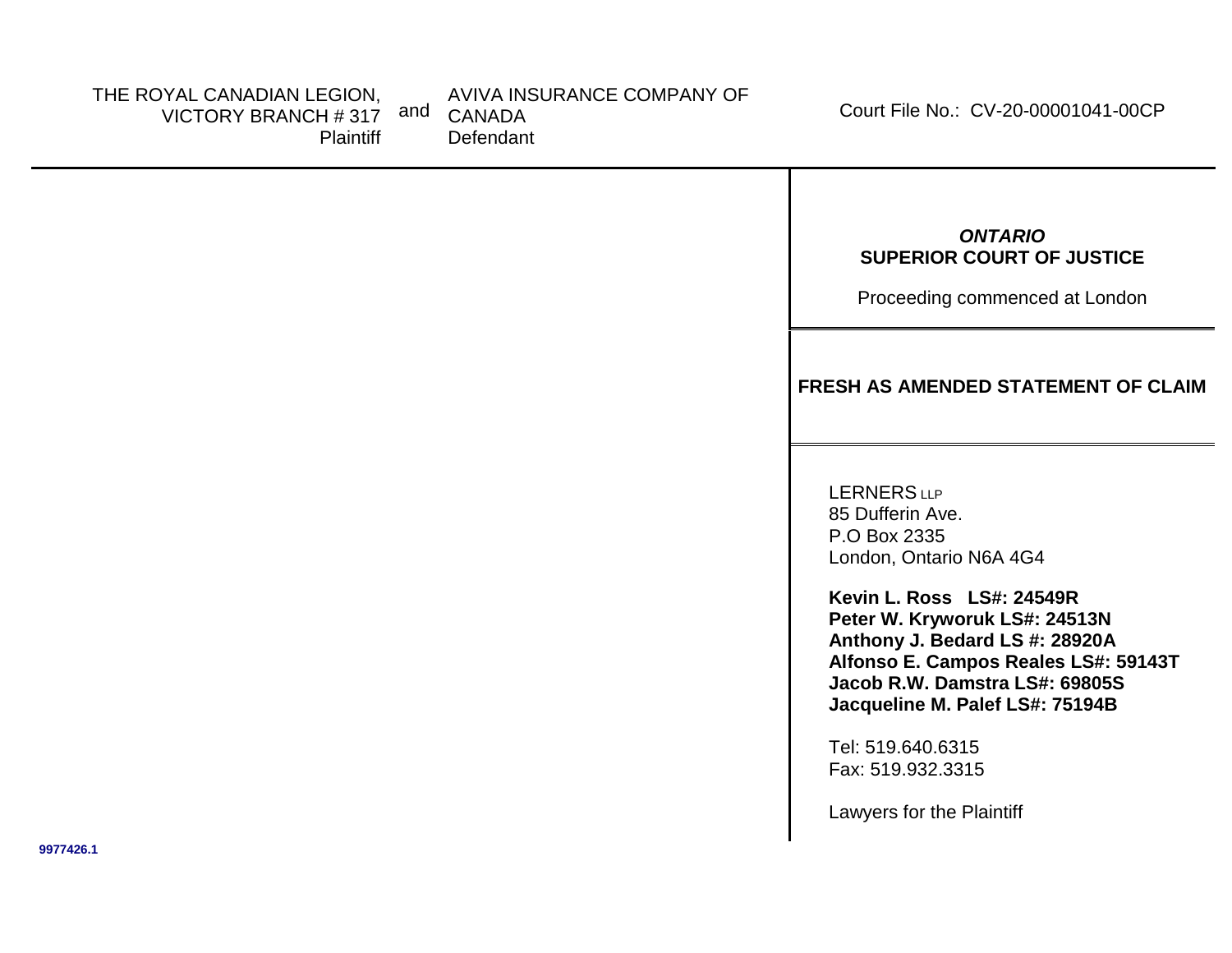| THE ROYAL CANADIAN LEGION, VICTORY BRANCH # 317 Plaintiff | and | AVIVA INSURANCE COMPANY OF CANADA Defendant | Court File No.: CV-20-00001041-00CP |
| --- | --- | --- | --- |

***ONTARIO***
**SUPERIOR COURT OF JUSTICE**

Proceeding commenced at London

**FRESH AS AMENDED STATEMENT OF CLAIM**

LERNERS LLP
85 Dufferin Ave.
P.O Box 2335
London, Ontario N6A 4G4

**Kevin L. Ross LS#: 24549R**
**Peter W. Kryworuk LS#: 24513N**
**Anthony J. Bedard LS #: 28920A**
**Alfonso E. Campos Reales LS#: 59143T**
**Jacob R.W. Damstra LS#: 69805S**
**Jacqueline M. Palef LS#: 75194B**

Tel: 519.640.6315
Fax: 519.932.3315

Lawyers for the Plaintiff

9977426.1